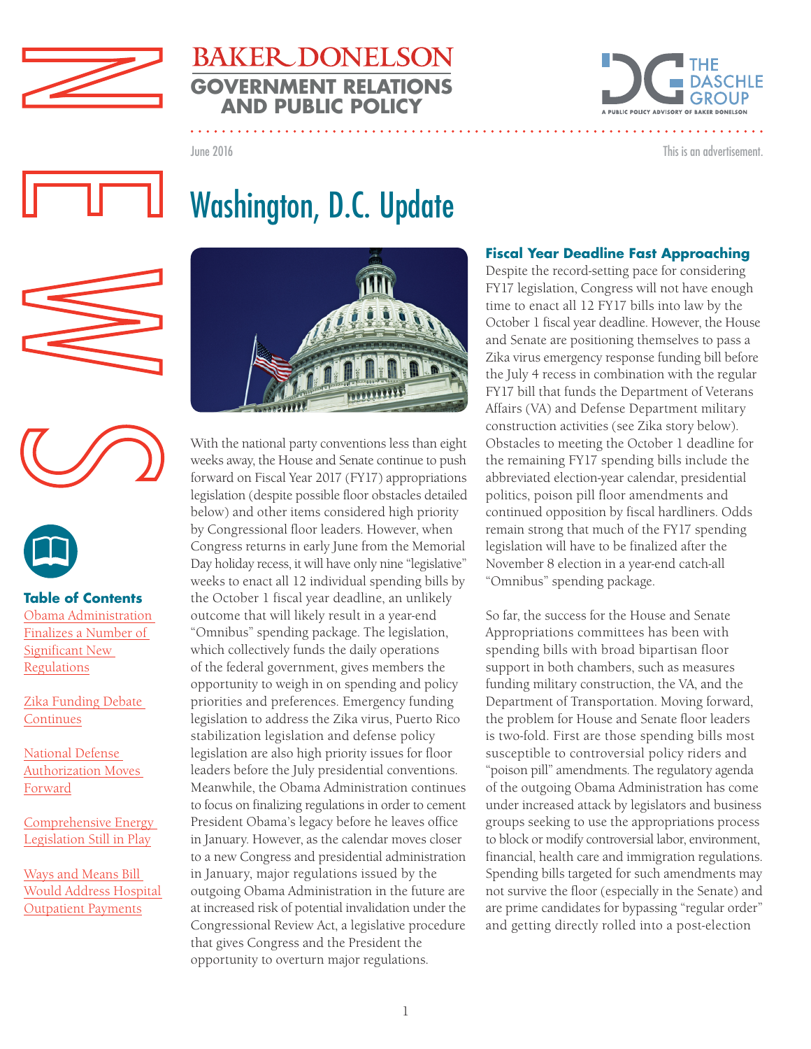BAKER DONELSON
GOVERNMENT RELATIONS AND PUBLIC POLICY

THE DASCHLE GROUP
A PUBLIC POLICY ADVISORY OF BAKER DONELSON

June 2016

This is an advertisement.

# Washington, D.C. Update

**Table of Contents**

- Obama Administration Finalizes a Number of Significant New Regulations
- Zika Funding Debate Continues
- National Defense Authorization Moves Forward
- Comprehensive Energy Legislation Still in Play
- Ways and Means Bill Would Address Hospital Outpatient Payments

With the national party conventions less than eight weeks away, the House and Senate continue to push forward on Fiscal Year 2017 (FY17) appropriations legislation (despite possible floor obstacles detailed below) and other items considered high priority by Congressional floor leaders. However, when Congress returns in early June from the Memorial Day holiday recess, it will have only nine "legislative" weeks to enact all 12 individual spending bills by the October 1 fiscal year deadline, an unlikely outcome that will likely result in a year-end "Omnibus" spending package. The legislation, which collectively funds the daily operations of the federal government, gives members the opportunity to weigh in on spending and policy priorities and preferences. Emergency funding legislation to address the Zika virus, Puerto Rico stabilization legislation and defense policy legislation are also high priority issues for floor leaders before the July presidential conventions. Meanwhile, the Obama Administration continues to focus on finalizing regulations in order to cement President Obama's legacy before he leaves office in January. However, as the calendar moves closer to a new Congress and presidential administration in January, major regulations issued by the outgoing Obama Administration in the future are at increased risk of potential invalidation under the Congressional Review Act, a legislative procedure that gives Congress and the President the opportunity to overturn major regulations.

## Fiscal Year Deadline Fast Approaching

Despite the record-setting pace for considering FY17 legislation, Congress will not have enough time to enact all 12 FY17 bills into law by the October 1 fiscal year deadline. However, the House and Senate are positioning themselves to pass a Zika virus emergency response funding bill before the July 4 recess in combination with the regular FY17 bill that funds the Department of Veterans Affairs (VA) and Defense Department military construction activities (see Zika story below). Obstacles to meeting the October 1 deadline for the remaining FY17 spending bills include the abbreviated election-year calendar, presidential politics, poison pill floor amendments and continued opposition by fiscal hardliners. Odds remain strong that much of the FY17 spending legislation will have to be finalized after the November 8 election in a year-end catch-all "Omnibus" spending package.

So far, the success for the House and Senate Appropriations committees has been with spending bills with broad bipartisan floor support in both chambers, such as measures funding military construction, the VA, and the Department of Transportation. Moving forward, the problem for House and Senate floor leaders is two-fold. First are those spending bills most susceptible to controversial policy riders and "poison pill" amendments. The regulatory agenda of the outgoing Obama Administration has come under increased attack by legislators and business groups seeking to use the appropriations process to block or modify controversial labor, environment, financial, health care and immigration regulations. Spending bills targeted for such amendments may not survive the floor (especially in the Senate) and are prime candidates for bypassing "regular order" and getting directly rolled into a post-election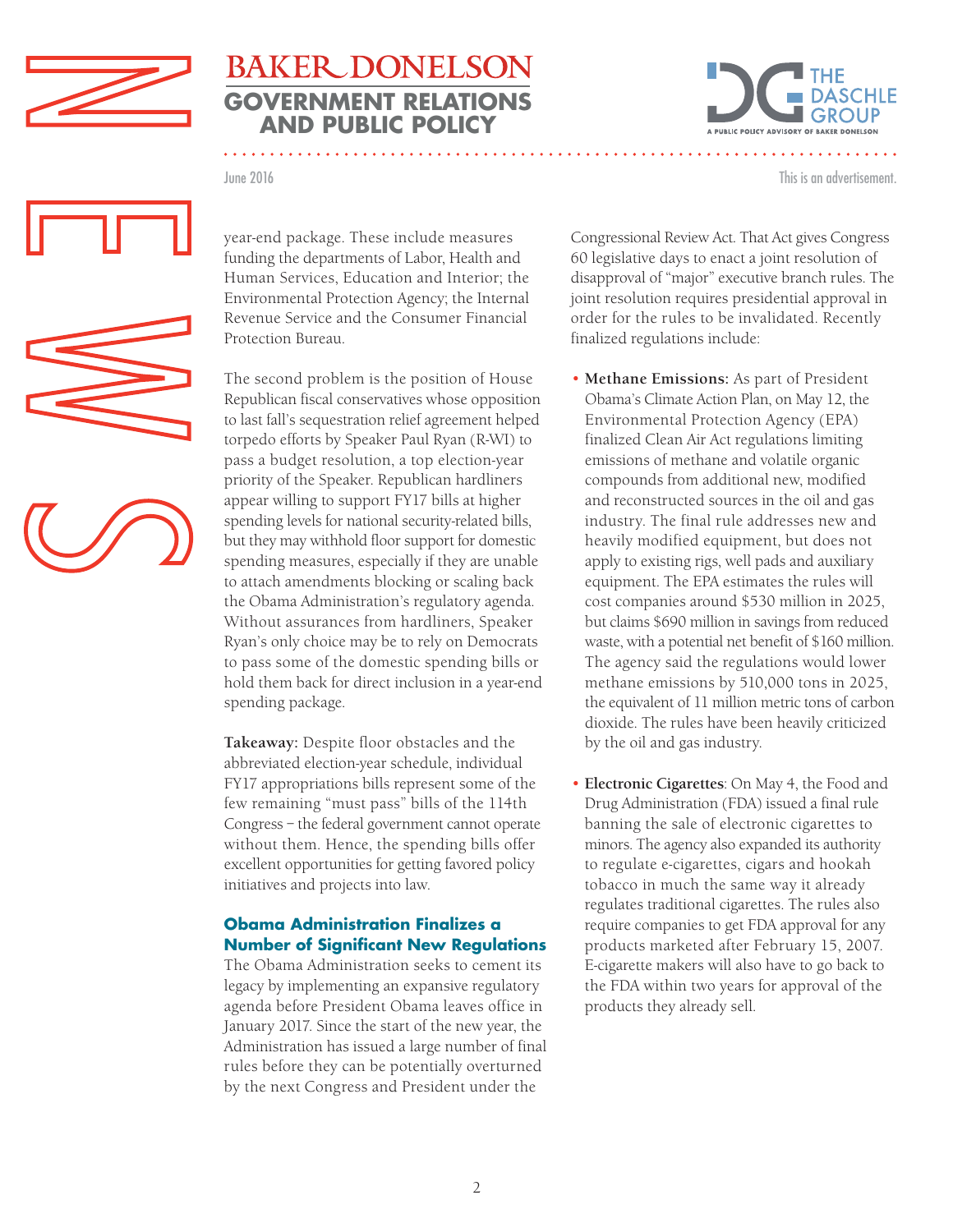year-end package. These include measures funding the departments of Labor, Health and Human Services, Education and Interior; the Environmental Protection Agency; the Internal Revenue Service and the Consumer Financial Protection Bureau.

The second problem is the position of House Republican fiscal conservatives whose opposition to last fall's sequestration relief agreement helped torpedo efforts by Speaker Paul Ryan (R-WI) to pass a budget resolution, a top election-year priority of the Speaker. Republican hardliners appear willing to support FY17 bills at higher spending levels for national security-related bills, but they may withhold floor support for domestic spending measures, especially if they are unable to attach amendments blocking or scaling back the Obama Administration's regulatory agenda. Without assurances from hardliners, Speaker Ryan's only choice may be to rely on Democrats to pass some of the domestic spending bills or hold them back for direct inclusion in a year-end spending package.

**Takeaway:** Despite floor obstacles and the abbreviated election-year schedule, individual FY17 appropriations bills represent some of the few remaining "must pass" bills of the 114th Congress – the federal government cannot operate without them. Hence, the spending bills offer excellent opportunities for getting favored policy initiatives and projects into law.

### Obama Administration Finalizes a Number of Significant New Regulations

The Obama Administration seeks to cement its legacy by implementing an expansive regulatory agenda before President Obama leaves office in January 2017. Since the start of the new year, the Administration has issued a large number of final rules before they can be potentially overturned by the next Congress and President under the Congressional Review Act. That Act gives Congress 60 legislative days to enact a joint resolution of disapproval of "major" executive branch rules. The joint resolution requires presidential approval in order for the rules to be invalidated. Recently finalized regulations include:

- **Methane Emissions:** As part of President Obama's Climate Action Plan, on May 12, the Environmental Protection Agency (EPA) finalized Clean Air Act regulations limiting emissions of methane and volatile organic compounds from additional new, modified and reconstructed sources in the oil and gas industry. The final rule addresses new and heavily modified equipment, but does not apply to existing rigs, well pads and auxiliary equipment. The EPA estimates the rules will cost companies around $530 million in 2025, but claims $690 million in savings from reduced waste, with a potential net benefit of $160 million. The agency said the regulations would lower methane emissions by 510,000 tons in 2025, the equivalent of 11 million metric tons of carbon dioxide. The rules have been heavily criticized by the oil and gas industry.

- **Electronic Cigarettes**: On May 4, the Food and Drug Administration (FDA) issued a final rule banning the sale of electronic cigarettes to minors. The agency also expanded its authority to regulate e-cigarettes, cigars and hookah tobacco in much the same way it already regulates traditional cigarettes. The rules also require companies to get FDA approval for any products marketed after February 15, 2007. E-cigarette makers will also have to go back to the FDA within two years for approval of the products they already sell.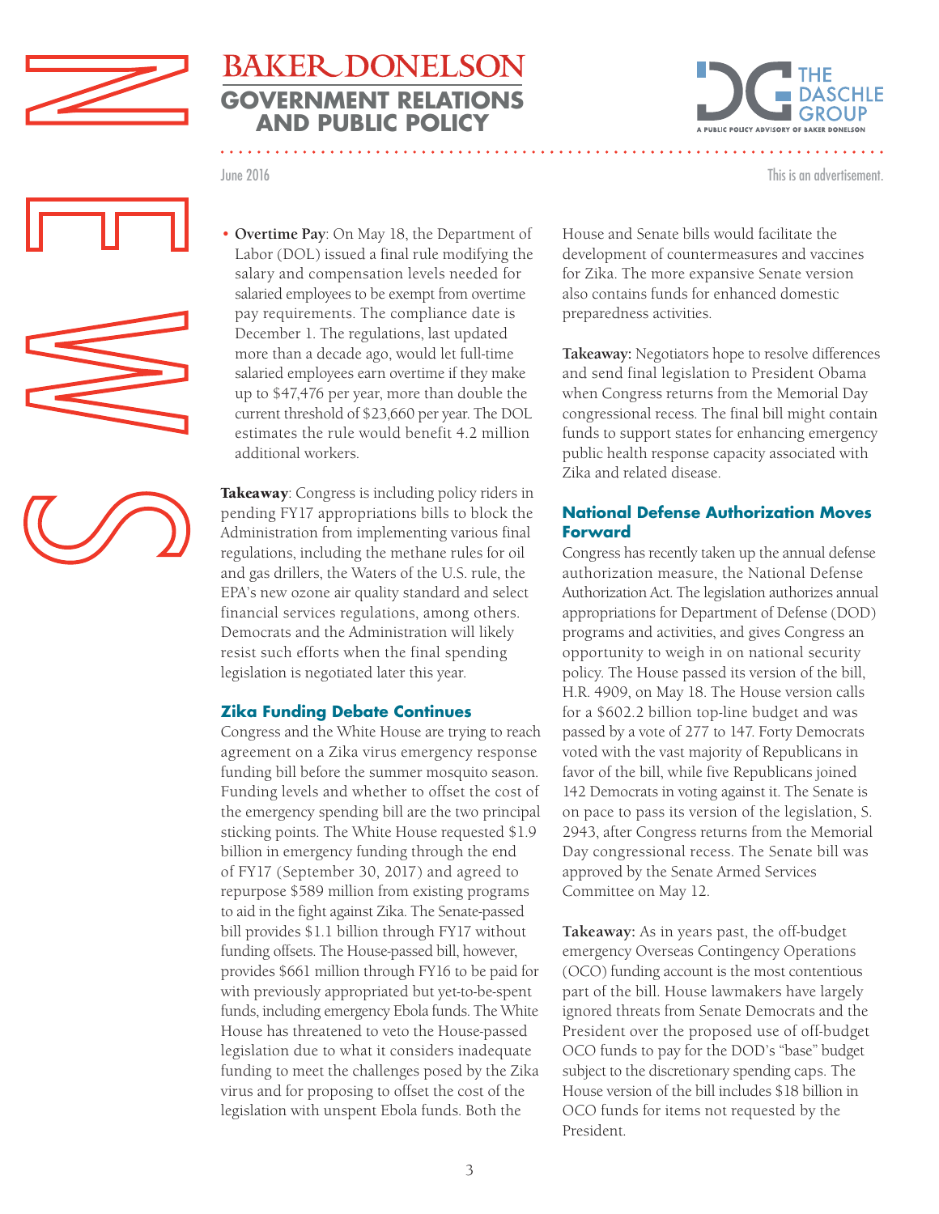- **Overtime Pay**: On May 18, the Department of Labor (DOL) issued a final rule modifying the salary and compensation levels needed for salaried employees to be exempt from overtime pay requirements. The compliance date is December 1. The regulations, last updated more than a decade ago, would let full-time salaried employees earn overtime if they make up to $47,476 per year, more than double the current threshold of $23,660 per year. The DOL estimates the rule would benefit 4.2 million additional workers.

**Takeaway**: Congress is including policy riders in pending FY17 appropriations bills to block the Administration from implementing various final regulations, including the methane rules for oil and gas drillers, the Waters of the U.S. rule, the EPA's new ozone air quality standard and select financial services regulations, among others. Democrats and the Administration will likely resist such efforts when the final spending legislation is negotiated later this year.

### Zika Funding Debate Continues

Congress and the White House are trying to reach agreement on a Zika virus emergency response funding bill before the summer mosquito season. Funding levels and whether to offset the cost of the emergency spending bill are the two principal sticking points. The White House requested $1.9 billion in emergency funding through the end of FY17 (September 30, 2017) and agreed to repurpose $589 million from existing programs to aid in the fight against Zika. The Senate-passed bill provides $1.1 billion through FY17 without funding offsets. The House-passed bill, however, provides $661 million through FY16 to be paid for with previously appropriated but yet-to-be-spent funds, including emergency Ebola funds. The White House has threatened to veto the House-passed legislation due to what it considers inadequate funding to meet the challenges posed by the Zika virus and for proposing to offset the cost of the legislation with unspent Ebola funds. Both the House and Senate bills would facilitate the development of countermeasures and vaccines for Zika. The more expansive Senate version also contains funds for enhanced domestic preparedness activities.

**Takeaway:** Negotiators hope to resolve differences and send final legislation to President Obama when Congress returns from the Memorial Day congressional recess. The final bill might contain funds to support states for enhancing emergency public health response capacity associated with Zika and related disease.

### National Defense Authorization Moves Forward

Congress has recently taken up the annual defense authorization measure, the National Defense Authorization Act. The legislation authorizes annual appropriations for Department of Defense (DOD) programs and activities, and gives Congress an opportunity to weigh in on national security policy. The House passed its version of the bill, H.R. 4909, on May 18. The House version calls for a $602.2 billion top-line budget and was passed by a vote of 277 to 147. Forty Democrats voted with the vast majority of Republicans in favor of the bill, while five Republicans joined 142 Democrats in voting against it. The Senate is on pace to pass its version of the legislation, S. 2943, after Congress returns from the Memorial Day congressional recess. The Senate bill was approved by the Senate Armed Services Committee on May 12.

**Takeaway:** As in years past, the off-budget emergency Overseas Contingency Operations (OCO) funding account is the most contentious part of the bill. House lawmakers have largely ignored threats from Senate Democrats and the President over the proposed use of off-budget OCO funds to pay for the DOD's "base" budget subject to the discretionary spending caps. The House version of the bill includes $18 billion in OCO funds for items not requested by the President.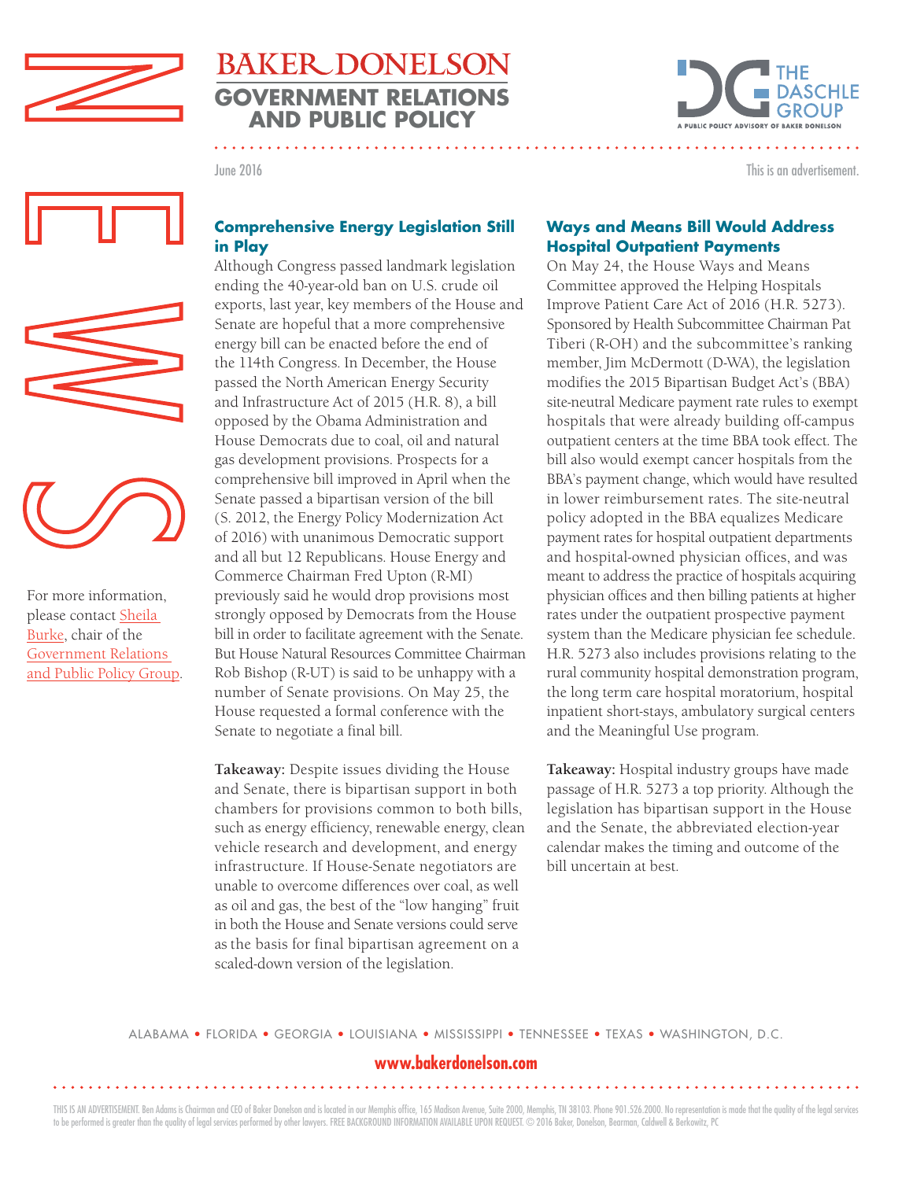June 2016

This is an advertisement.

## Comprehensive Energy Legislation Still in Play

Although Congress passed landmark legislation ending the 40-year-old ban on U.S. crude oil exports, last year, key members of the House and Senate are hopeful that a more comprehensive energy bill can be enacted before the end of the 114th Congress. In December, the House passed the North American Energy Security and Infrastructure Act of 2015 (H.R. 8), a bill opposed by the Obama Administration and House Democrats due to coal, oil and natural gas development provisions. Prospects for a comprehensive bill improved in April when the Senate passed a bipartisan version of the bill (S. 2012, the Energy Policy Modernization Act of 2016) with unanimous Democratic support and all but 12 Republicans. House Energy and Commerce Chairman Fred Upton (R-MI) previously said he would drop provisions most strongly opposed by Democrats from the House bill in order to facilitate agreement with the Senate. But House Natural Resources Committee Chairman Rob Bishop (R-UT) is said to be unhappy with a number of Senate provisions. On May 25, the House requested a formal conference with the Senate to negotiate a final bill.

**Takeaway:** Despite issues dividing the House and Senate, there is bipartisan support in both chambers for provisions common to both bills, such as energy efficiency, renewable energy, clean vehicle research and development, and energy infrastructure. If House-Senate negotiators are unable to overcome differences over coal, as well as oil and gas, the best of the "low hanging" fruit in both the House and Senate versions could serve as the basis for final bipartisan agreement on a scaled-down version of the legislation.

## Ways and Means Bill Would Address Hospital Outpatient Payments

On May 24, the House Ways and Means Committee approved the Helping Hospitals Improve Patient Care Act of 2016 (H.R. 5273). Sponsored by Health Subcommittee Chairman Pat Tiberi (R-OH) and the subcommittee's ranking member, Jim McDermott (D-WA), the legislation modifies the 2015 Bipartisan Budget Act's (BBA) site-neutral Medicare payment rate rules to exempt hospitals that were already building off-campus outpatient centers at the time BBA took effect. The bill also would exempt cancer hospitals from the BBA's payment change, which would have resulted in lower reimbursement rates. The site-neutral policy adopted in the BBA equalizes Medicare payment rates for hospital outpatient departments and hospital-owned physician offices, and was meant to address the practice of hospitals acquiring physician offices and then billing patients at higher rates under the outpatient prospective payment system than the Medicare physician fee schedule. H.R. 5273 also includes provisions relating to the rural community hospital demonstration program, the long term care hospital moratorium, hospital inpatient short-stays, ambulatory surgical centers and the Meaningful Use program.

**Takeaway:** Hospital industry groups have made passage of H.R. 5273 a top priority. Although the legislation has bipartisan support in the House and the Senate, the abbreviated election-year calendar makes the timing and outcome of the bill uncertain at best.

For more information, please contact Sheila Burke, chair of the Government Relations and Public Policy Group.

ALABAMA • FLORIDA • GEORGIA • LOUISIANA • MISSISSIPPI • TENNESSEE • TEXAS • WASHINGTON, D.C.

**www.bakerdonelson.com**

THIS IS AN ADVERTISEMENT. Ben Adams is Chairman and CEO of Baker Donelson and is located in our Memphis office, 165 Madison Avenue, Suite 2000, Memphis, TN 38103. Phone 901.526.2000. No representation is made that the quality of the legal services to be performed is greater than the quality of legal services performed by other lawyers. FREE BACKGROUND INFORMATION AVAILABLE UPON REQUEST. © 2016 Baker, Donelson, Bearman, Caldwell & Berkowitz, PC